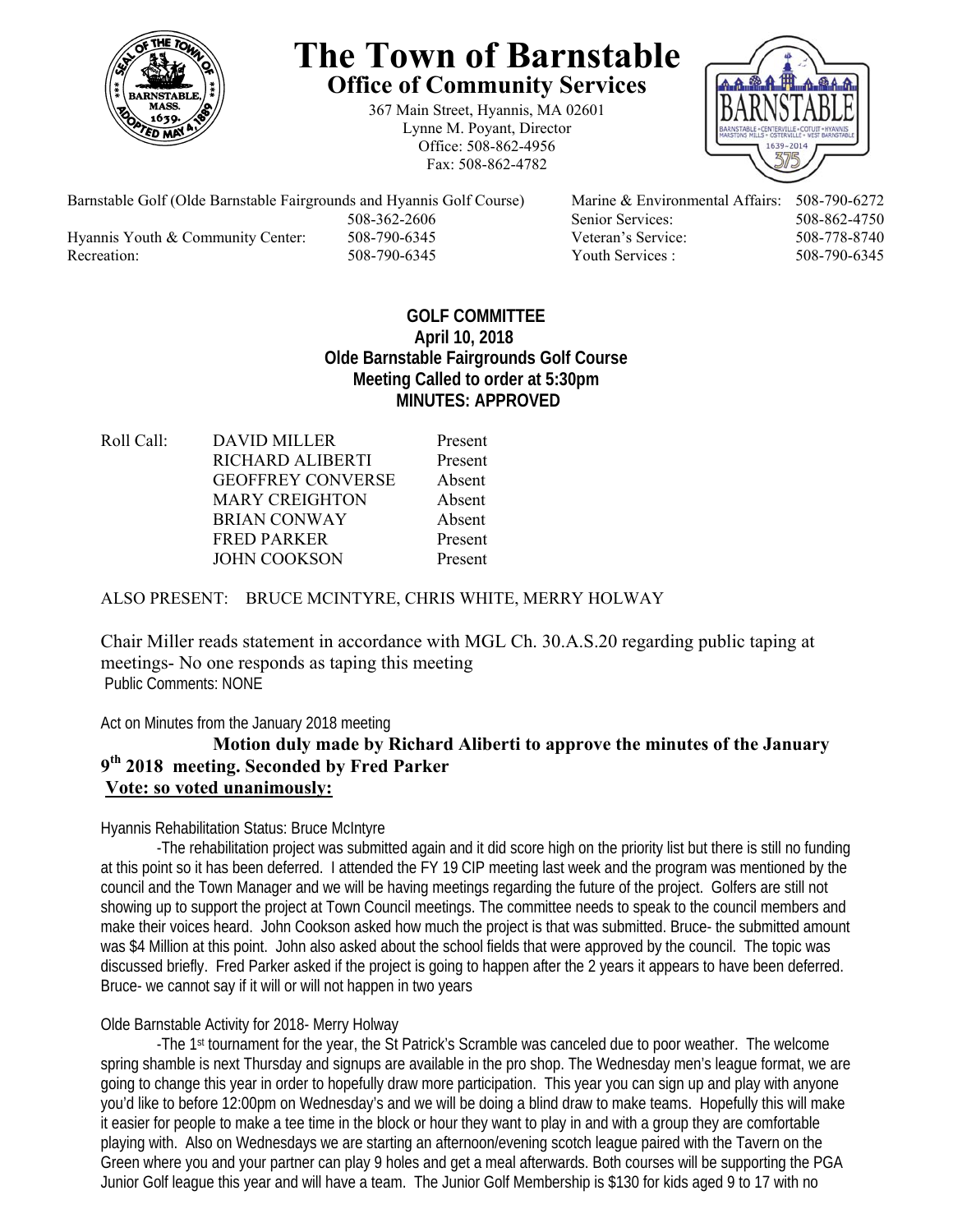# The Town of Barnstable

## Office of Community Services

367 Main Street, Hyannis, MA 02601
Lynne M. Poyant, Director
Office: 508-862-4956
Fax: 508-862-4782

| | | | |
|---|---|---|---|
| Barnstable Golf (Olde Barnstable Fairgrounds and Hyannis Golf Course) | 508-362-2606 | Marine & Environmental Affairs: | 508-790-6272 |
| | | Senior Services: | 508-862-4750 |
| Hyannis Youth & Community Center: | 508-790-6345 | Veteran's Service: | 508-778-8740 |
| Recreation: | 508-790-6345 | Youth Services : | 508-790-6345 |

**GOLF COMMITTEE**
**April 10, 2018**
**Olde Barnstable Fairgrounds Golf Course**
**Meeting Called to order at 5:30pm**
**MINUTES: APPROVED**

| Roll Call: | | |
|---|---|---|
| | DAVID MILLER | Present |
| | RICHARD ALIBERTI | Present |
| | GEOFFREY CONVERSE | Absent |
| | MARY CREIGHTON | Absent |
| | BRIAN CONWAY | Absent |
| | FRED PARKER | Present |
| | JOHN COOKSON | Present |

ALSO PRESENT: BRUCE MCINTYRE, CHRIS WHITE, MERRY HOLWAY

Chair Miller reads statement in accordance with MGL Ch. 30.A.S.20 regarding public taping at meetings- No one responds as taping this meeting

Public Comments: NONE

Act on Minutes from the January 2018 meeting

**Motion duly made by Richard Aliberti to approve the minutes of the January 9th 2018 meeting. Seconded by Fred Parker**

**Vote: so voted unanimously:**

Hyannis Rehabilitation Status: Bruce McIntyre

-The rehabilitation project was submitted again and it did score high on the priority list but there is still no funding at this point so it has been deferred. I attended the FY 19 CIP meeting last week and the program was mentioned by the council and the Town Manager and we will be having meetings regarding the future of the project. Golfers are still not showing up to support the project at Town Council meetings. The committee needs to speak to the council members and make their voices heard. John Cookson asked how much the project is that was submitted. Bruce- the submitted amount was $4 Million at this point. John also asked about the school fields that were approved by the council. The topic was discussed briefly. Fred Parker asked if the project is going to happen after the 2 years it appears to have been deferred. Bruce- we cannot say if it will or will not happen in two years

Olde Barnstable Activity for 2018- Merry Holway

-The 1st tournament for the year, the St Patrick's Scramble was canceled due to poor weather. The welcome spring shamble is next Thursday and signups are available in the pro shop. The Wednesday men's league format, we are going to change this year in order to hopefully draw more participation. This year you can sign up and play with anyone you'd like to before 12:00pm on Wednesday's and we will be doing a blind draw to make teams. Hopefully this will make it easier for people to make a tee time in the block or hour they want to play in and with a group they are comfortable playing with. Also on Wednesdays we are starting an afternoon/evening scotch league paired with the Tavern on the Green where you and your partner can play 9 holes and get a meal afterwards. Both courses will be supporting the PGA Junior Golf league this year and will have a team. The Junior Golf Membership is $130 for kids aged 9 to 17 with no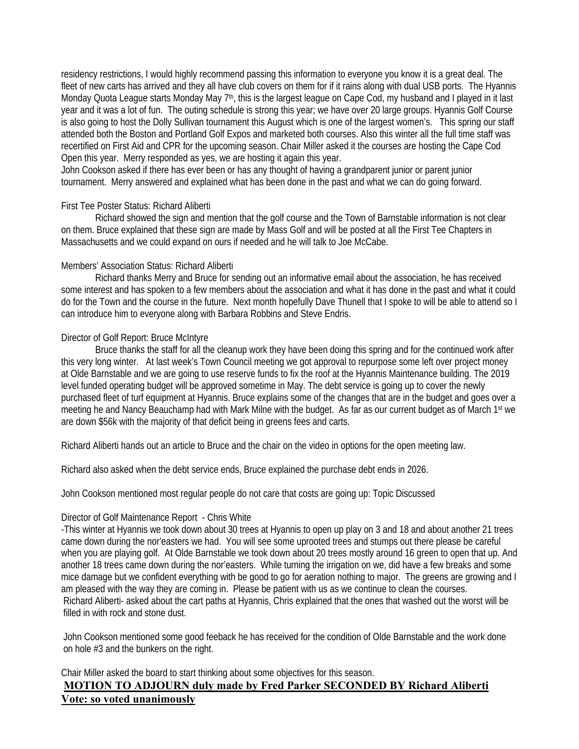residency restrictions, I would highly recommend passing this information to everyone you know it is a great deal. The fleet of new carts has arrived and they all have club covers on them for if it rains along with dual USB ports. The Hyannis Monday Quota League starts Monday May 7th, this is the largest league on Cape Cod, my husband and I played in it last year and it was a lot of fun. The outing schedule is strong this year; we have over 20 large groups. Hyannis Golf Course is also going to host the Dolly Sullivan tournament this August which is one of the largest women's. This spring our staff attended both the Boston and Portland Golf Expos and marketed both courses. Also this winter all the full time staff was recertified on First Aid and CPR for the upcoming season. Chair Miller asked it the courses are hosting the Cape Cod Open this year. Merry responded as yes, we are hosting it again this year.
John Cookson asked if there has ever been or has any thought of having a grandparent junior or parent junior tournament. Merry answered and explained what has been done in the past and what we can do going forward.

First Tee Poster Status: Richard Aliberti

Richard showed the sign and mention that the golf course and the Town of Barnstable information is not clear on them. Bruce explained that these sign are made by Mass Golf and will be posted at all the First Tee Chapters in Massachusetts and we could expand on ours if needed and he will talk to Joe McCabe.

Members' Association Status: Richard Aliberti

Richard thanks Merry and Bruce for sending out an informative email about the association, he has received some interest and has spoken to a few members about the association and what it has done in the past and what it could do for the Town and the course in the future. Next month hopefully Dave Thunell that I spoke to will be able to attend so I can introduce him to everyone along with Barbara Robbins and Steve Endris.

Director of Golf Report: Bruce McIntyre

Bruce thanks the staff for all the cleanup work they have been doing this spring and for the continued work after this very long winter. At last week's Town Council meeting we got approval to repurpose some left over project money at Olde Barnstable and we are going to use reserve funds to fix the roof at the Hyannis Maintenance building. The 2019 level funded operating budget will be approved sometime in May. The debt service is going up to cover the newly purchased fleet of turf equipment at Hyannis. Bruce explains some of the changes that are in the budget and goes over a meeting he and Nancy Beauchamp had with Mark Milne with the budget. As far as our current budget as of March 1st we are down $56k with the majority of that deficit being in greens fees and carts.

Richard Aliberti hands out an article to Bruce and the chair on the video in options for the open meeting law.

Richard also asked when the debt service ends, Bruce explained the purchase debt ends in 2026.

John Cookson mentioned most regular people do not care that costs are going up: Topic Discussed

Director of Golf Maintenance Report - Chris White

-This winter at Hyannis we took down about 30 trees at Hyannis to open up play on 3 and 18 and about another 21 trees came down during the nor'easters we had. You will see some uprooted trees and stumps out there please be careful when you are playing golf. At Olde Barnstable we took down about 20 trees mostly around 16 green to open that up. And another 18 trees came down during the nor'easters. While turning the irrigation on we, did have a few breaks and some mice damage but we confident everything with be good to go for aeration nothing to major. The greens are growing and I am pleased with the way they are coming in. Please be patient with us as we continue to clean the courses.
Richard Aliberti- asked about the cart paths at Hyannis, Chris explained that the ones that washed out the worst will be filled in with rock and stone dust.

John Cookson mentioned some good feeback he has received for the condition of Olde Barnstable and the work done on hole #3 and the bunkers on the right.

Chair Miller asked the board to start thinking about some objectives for this season.

**MOTION TO ADJOURN duly made by Fred Parker SECONDED BY Richard Aliberti**
**Vote: so voted unanimously**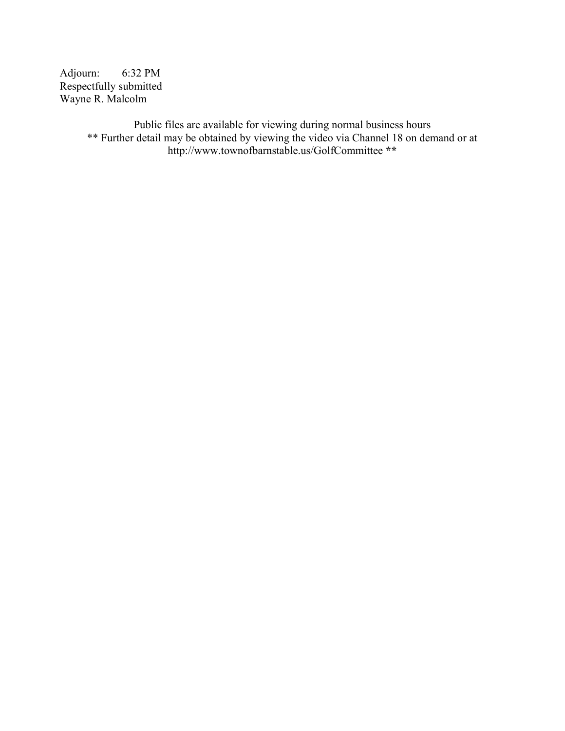Adjourn: 6:32 PM
Respectfully submitted
Wayne R. Malcolm

Public files are available for viewing during normal business hours
** Further detail may be obtained by viewing the video via Channel 18 on demand or at http://www.townofbarnstable.us/GolfCommittee **